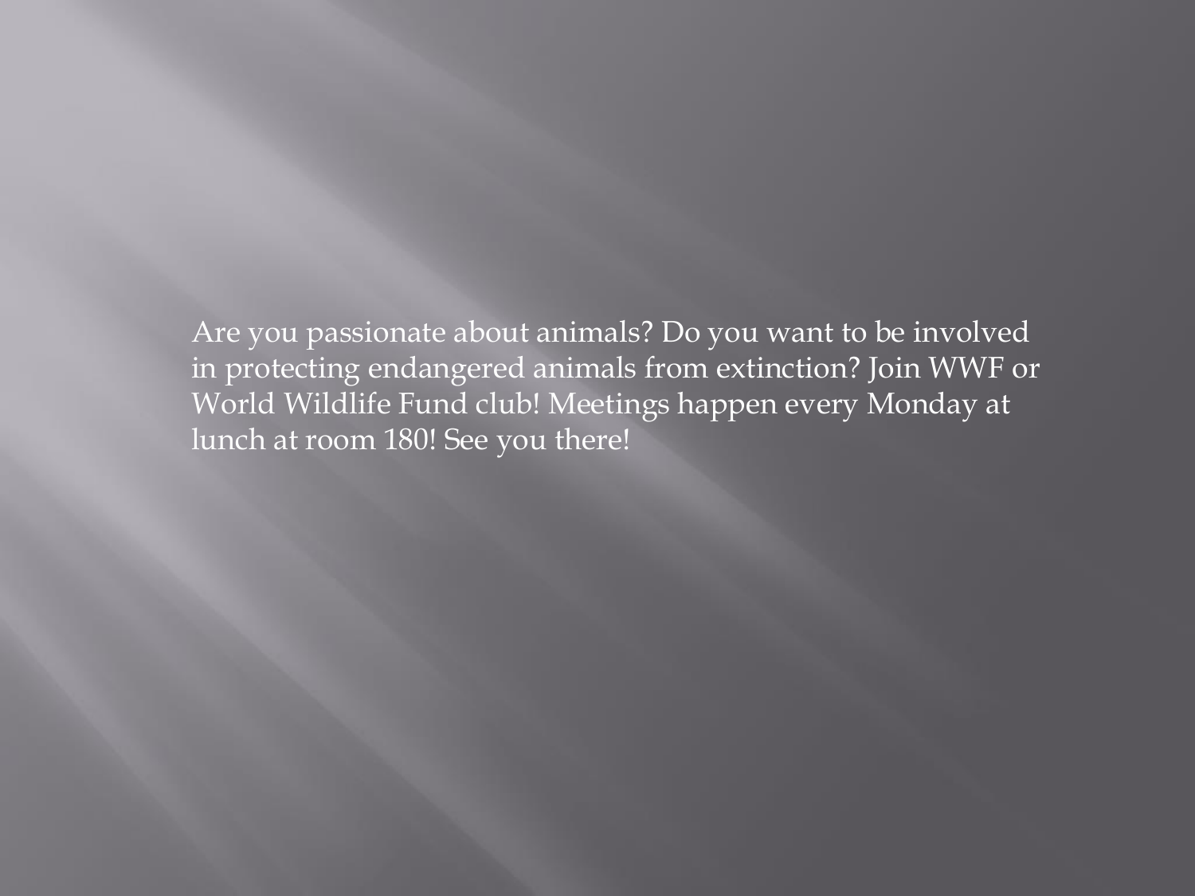Are you passionate about animals? Do you want to be involved in protecting endangered animals from extinction? Join WWF or World Wildlife Fund club! Meetings happen every Monday at lunch at room 180! See you there!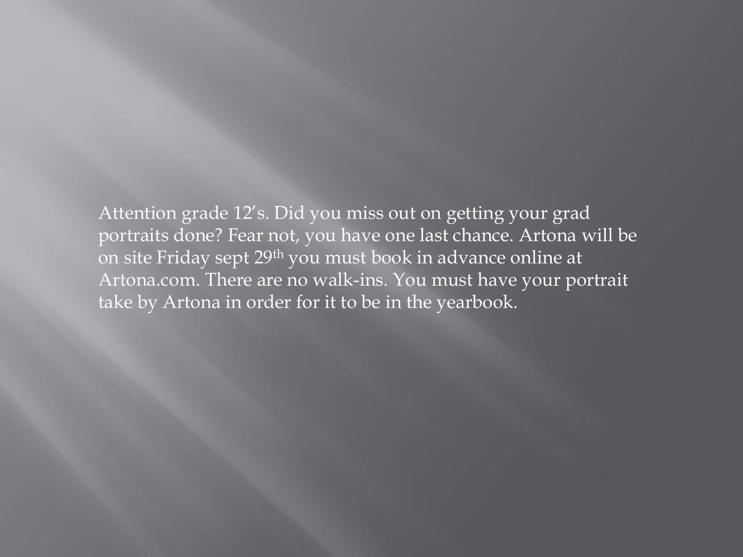Attention grade 12's. Did you miss out on getting your grad portraits done? Fear not, you have one last chance. Artona will be on site Friday sept 29th you must book in advance online at Artona.com. There are no walk-ins. You must have your portrait take by Artona in order for it to be in the yearbook.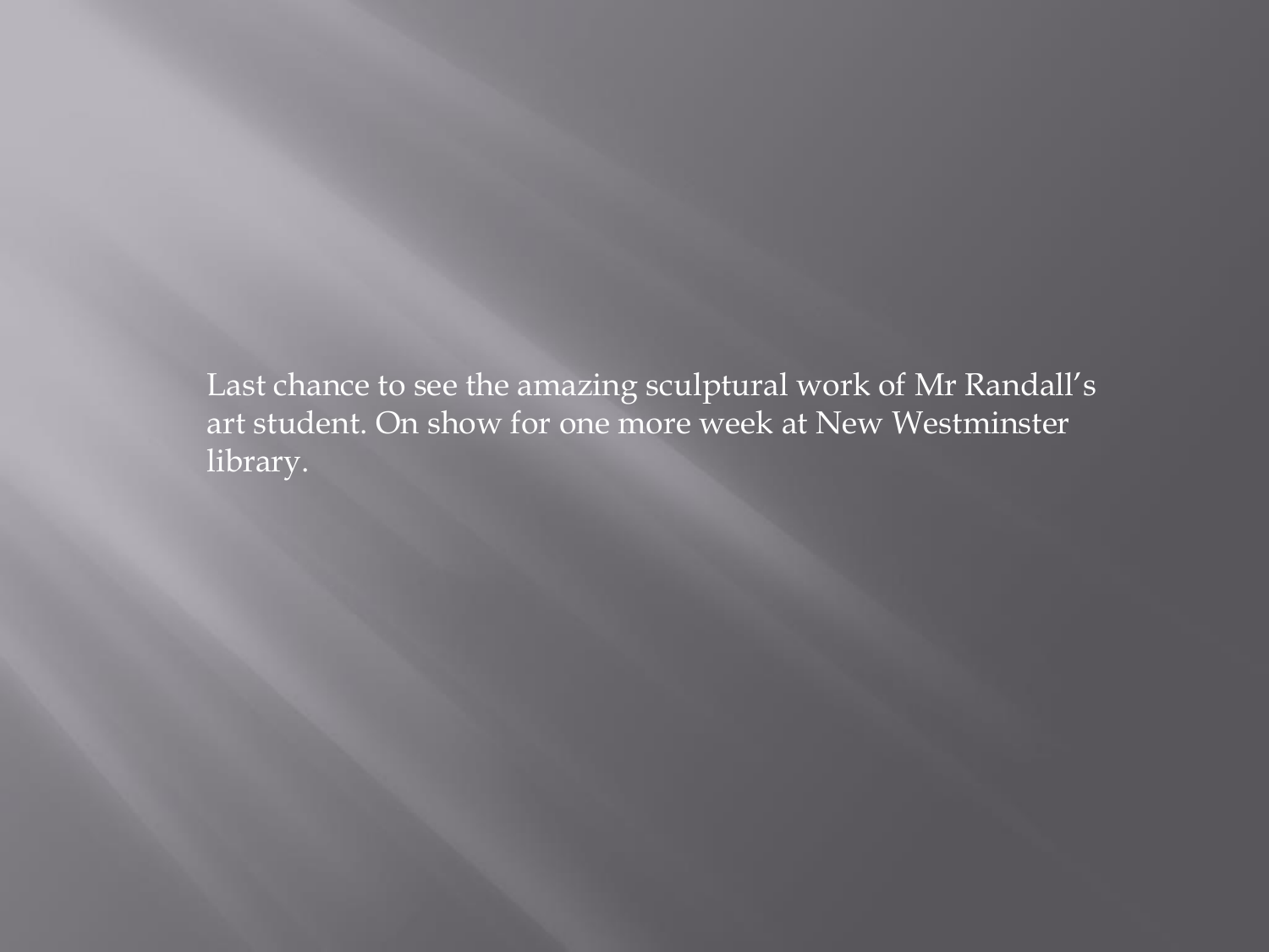Last chance to see the amazing sculptural work of Mr Randall's art student. On show for one more week at New Westminster library.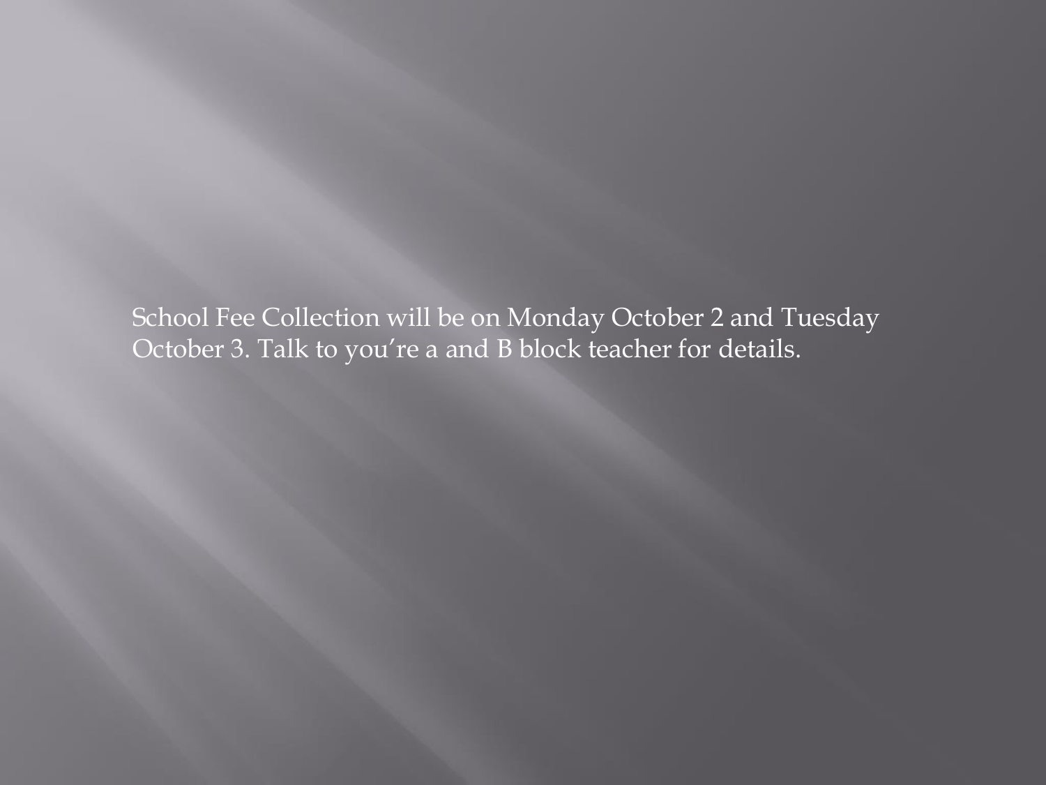School Fee Collection will be on Monday October 2 and Tuesday October 3. Talk to you're a and B block teacher for details.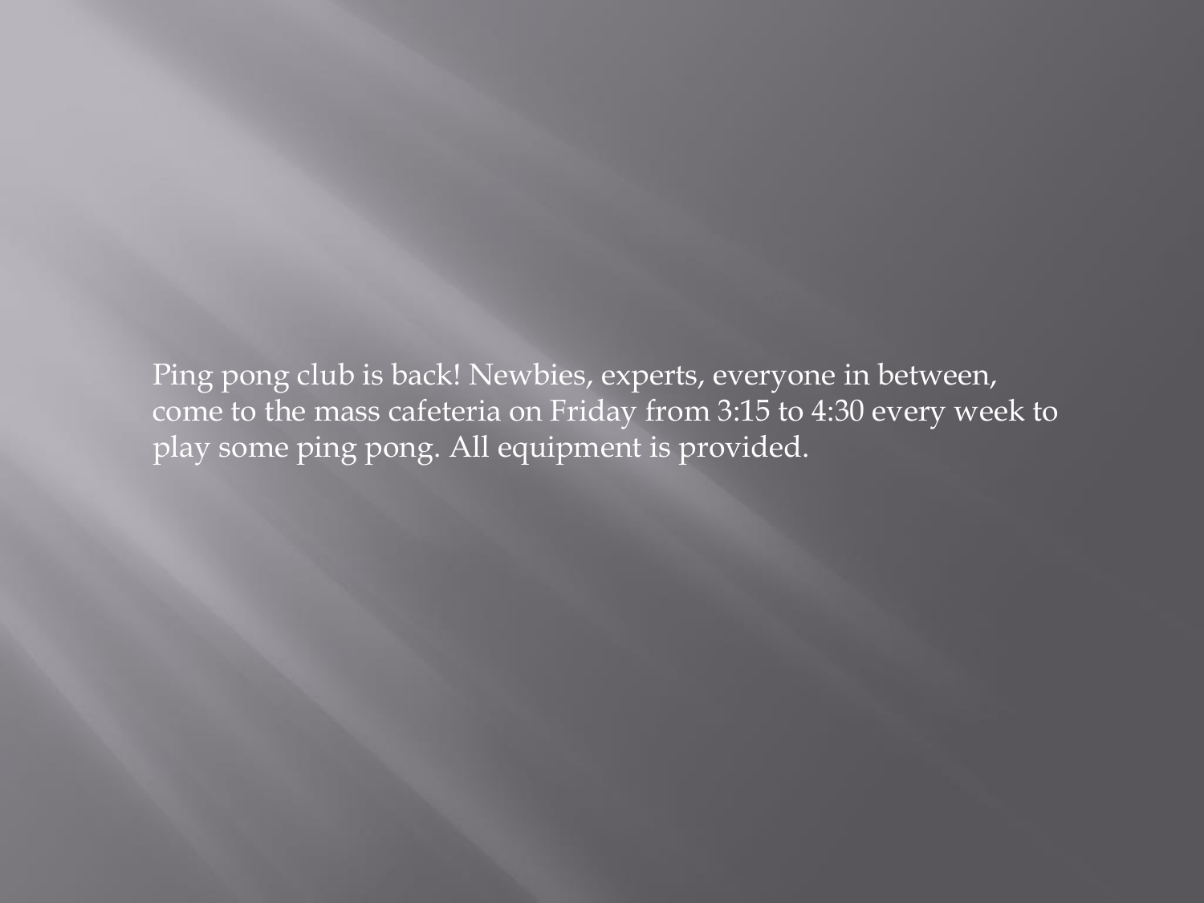Ping pong club is back! Newbies, experts, everyone in between, come to the mass cafeteria on Friday from 3:15 to 4:30 every week to play some ping pong. All equipment is provided.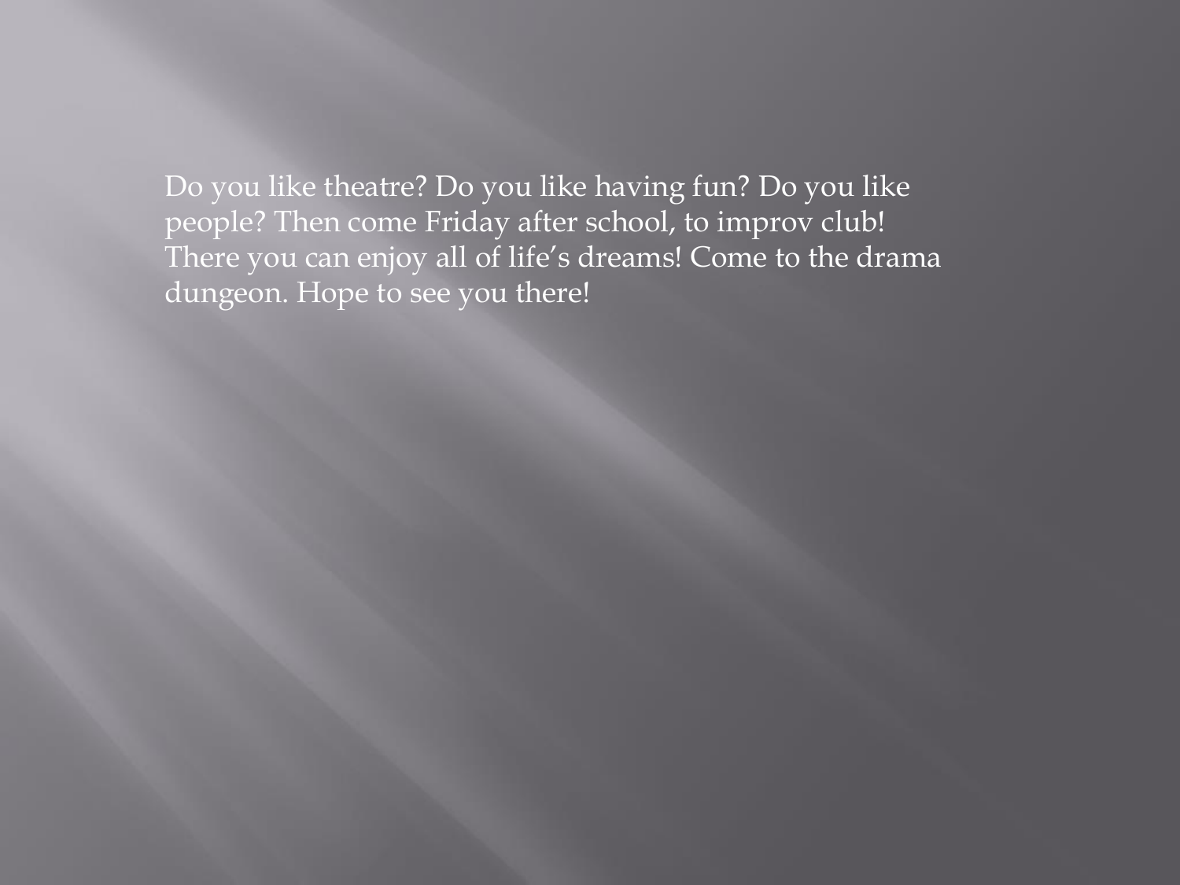Do you like theatre? Do you like having fun? Do you like people? Then come Friday after school, to improv club! There you can enjoy all of life's dreams! Come to the drama dungeon. Hope to see you there!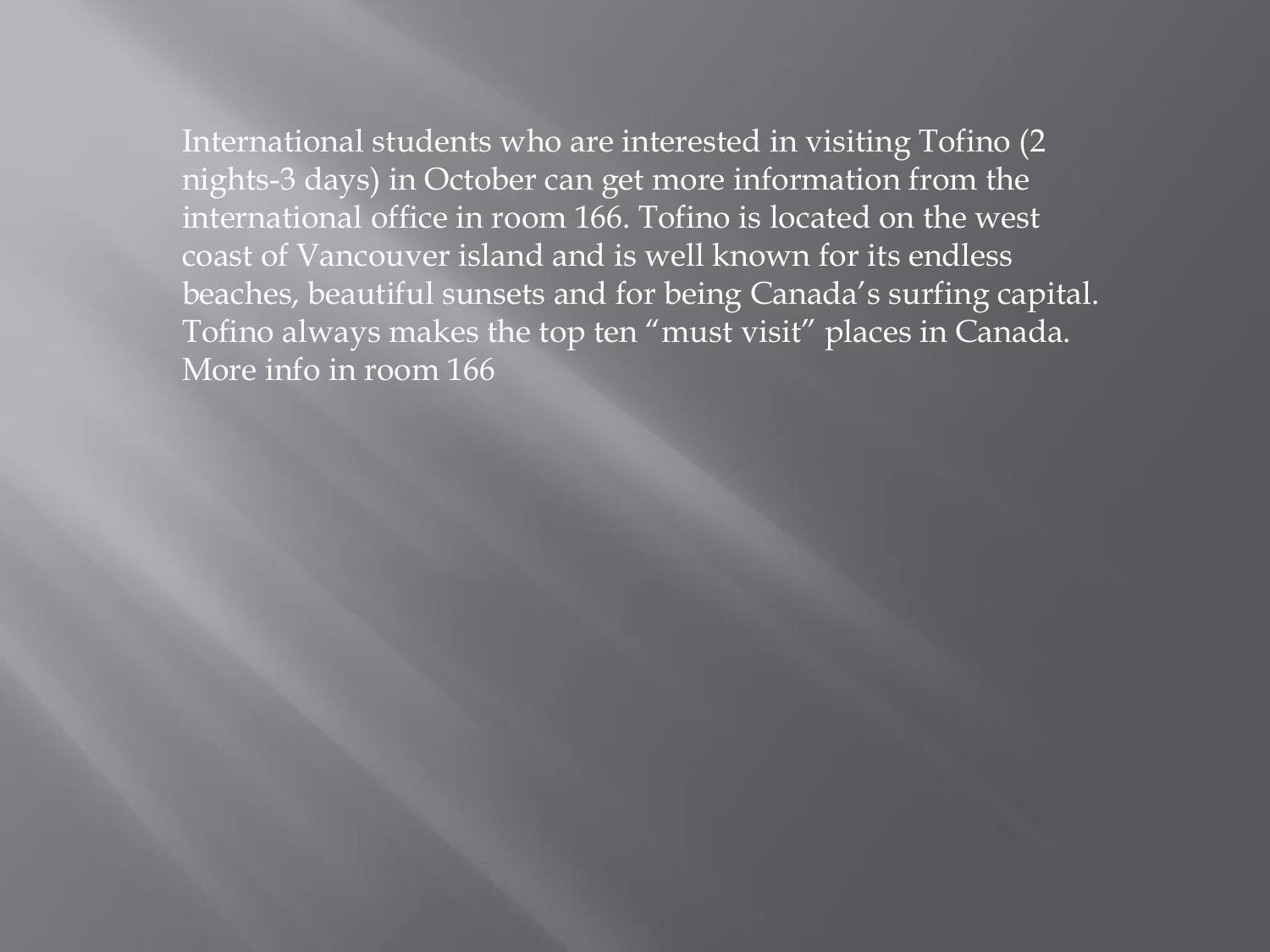International students who are interested in visiting Tofino (2 nights-3 days) in October can get more information from the international office in room 166. Tofino is located on the west coast of Vancouver island and is well known for its endless beaches, beautiful sunsets and for being Canada's surfing capital. Tofino always makes the top ten "must visit" places in Canada. More info in room 166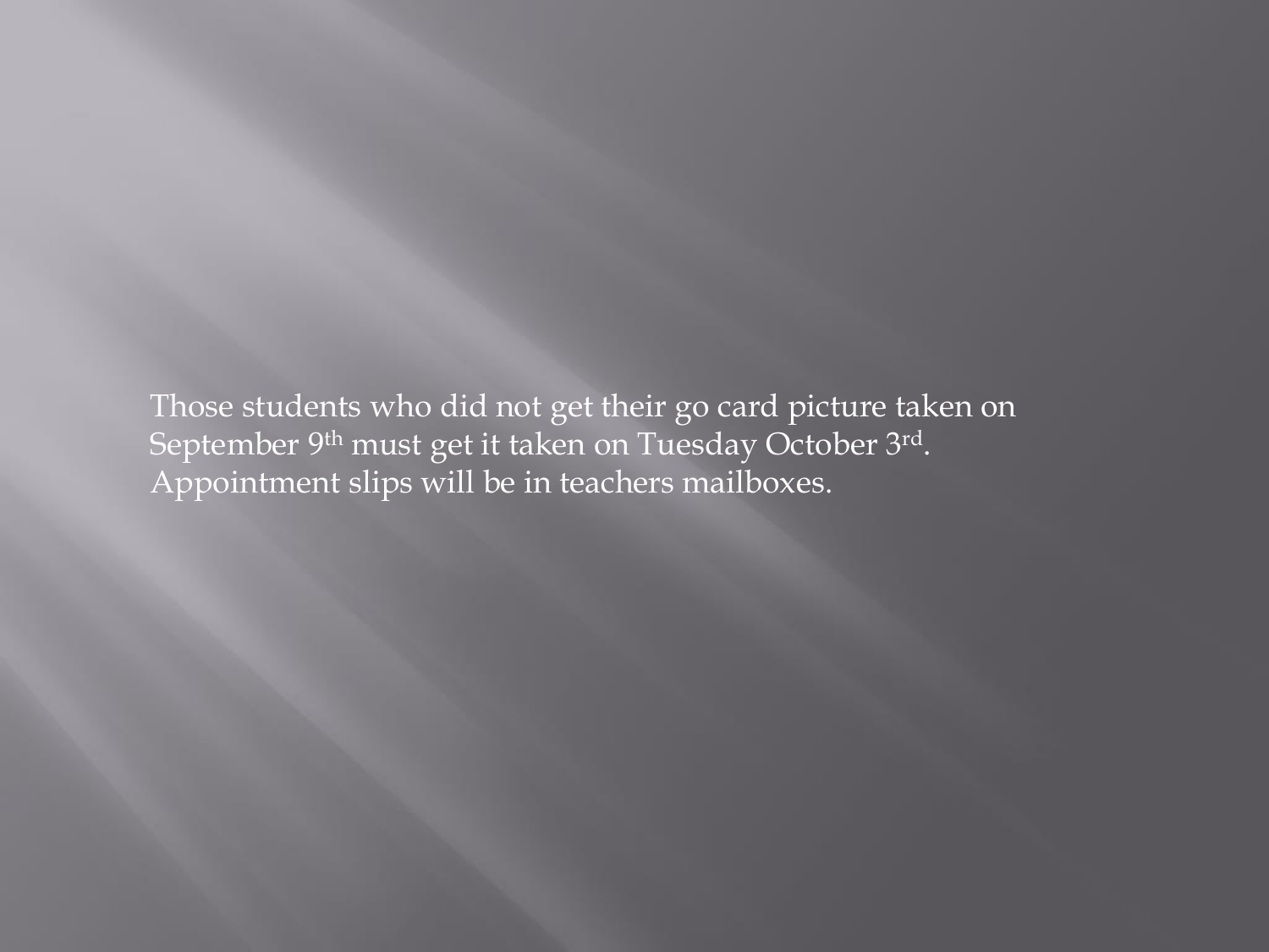Those students who did not get their go card picture taken on September 9th must get it taken on Tuesday October 3rd. Appointment slips will be in teachers mailboxes.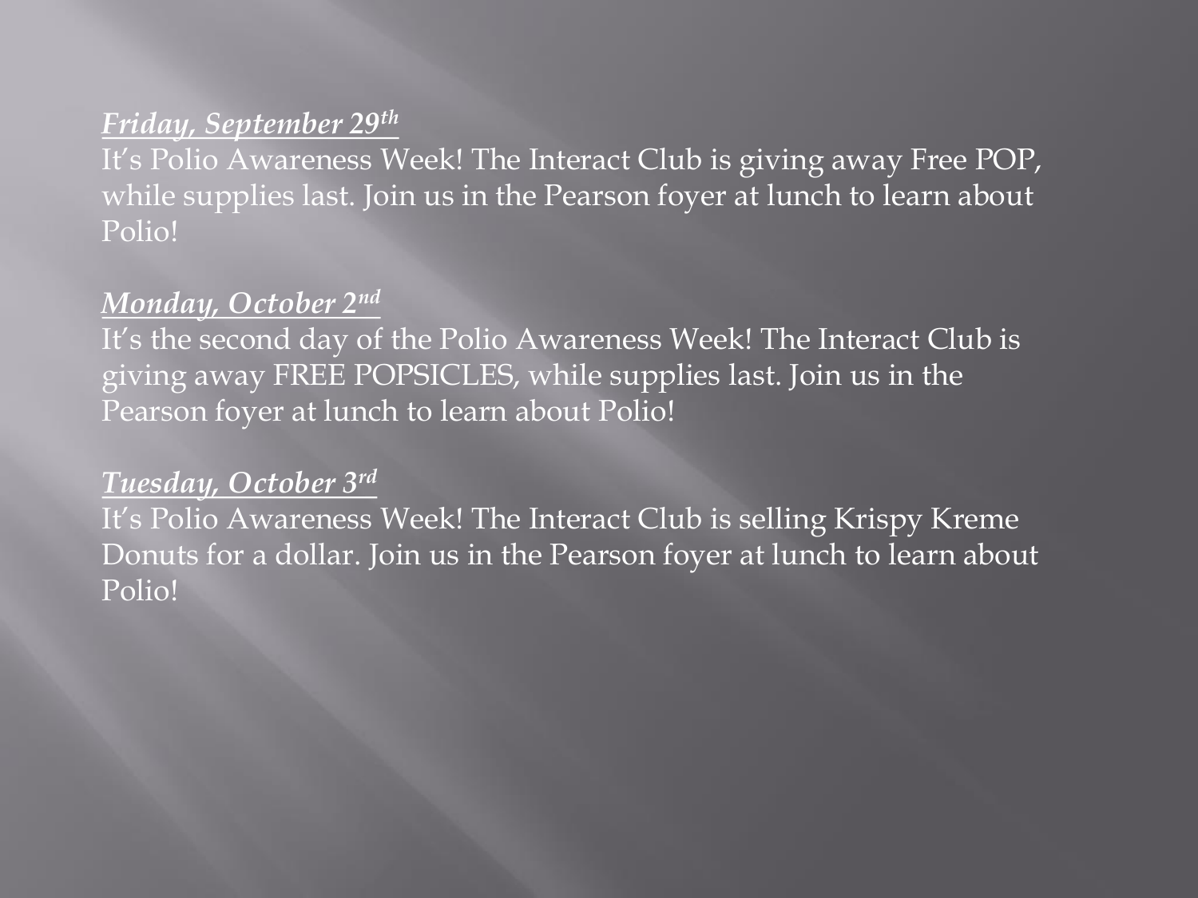***Friday, September 29th***

It’s Polio Awareness Week! The Interact Club is giving away Free POP, while supplies last. Join us in the Pearson foyer at lunch to learn about Polio!

***Monday, October 2nd***

It’s the second day of the Polio Awareness Week! The Interact Club is giving away FREE POPSICLES, while supplies last. Join us in the Pearson foyer at lunch to learn about Polio!

***Tuesday, October 3rd***

It’s Polio Awareness Week! The Interact Club is selling Krispy Kreme Donuts for a dollar. Join us in the Pearson foyer at lunch to learn about Polio!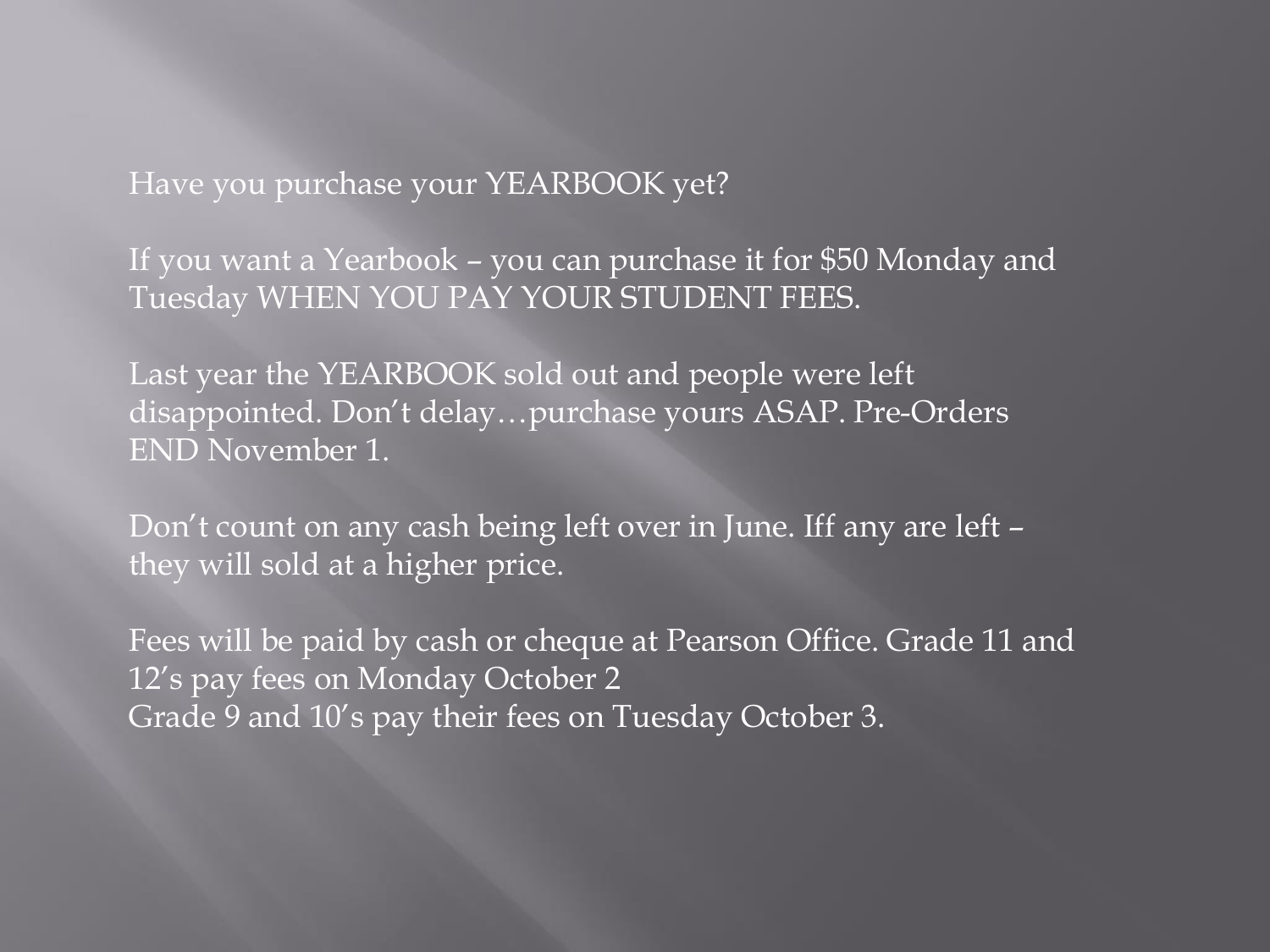Have you purchase your YEARBOOK yet?

If you want a Yearbook – you can purchase it for $50 Monday and Tuesday WHEN YOU PAY YOUR STUDENT FEES.

Last year the YEARBOOK sold out and people were left disappointed. Don't delay…purchase yours ASAP. Pre-Orders END November 1.

Don't count on any cash being left over in June. Iff any are left – they will sold at a higher price.

Fees will be paid by cash or cheque at Pearson Office. Grade 11 and 12's pay fees on Monday October 2
Grade 9 and 10's pay their fees on Tuesday October 3.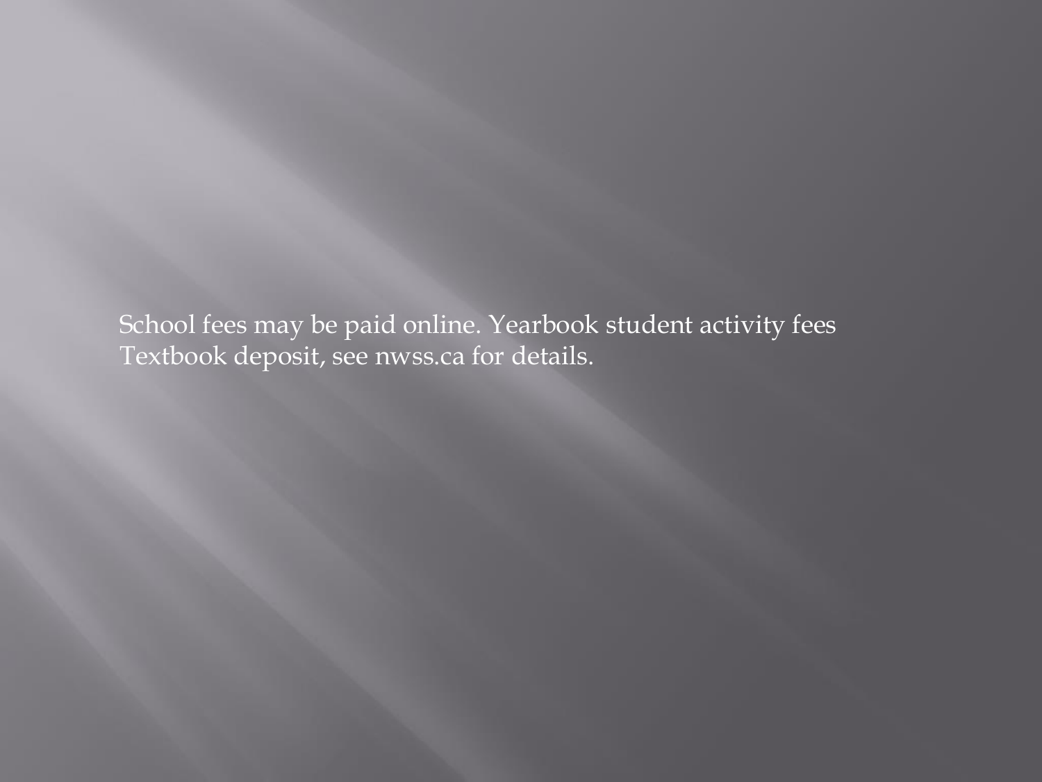School fees may be paid online. Yearbook student activity fees Textbook deposit, see nwss.ca for details.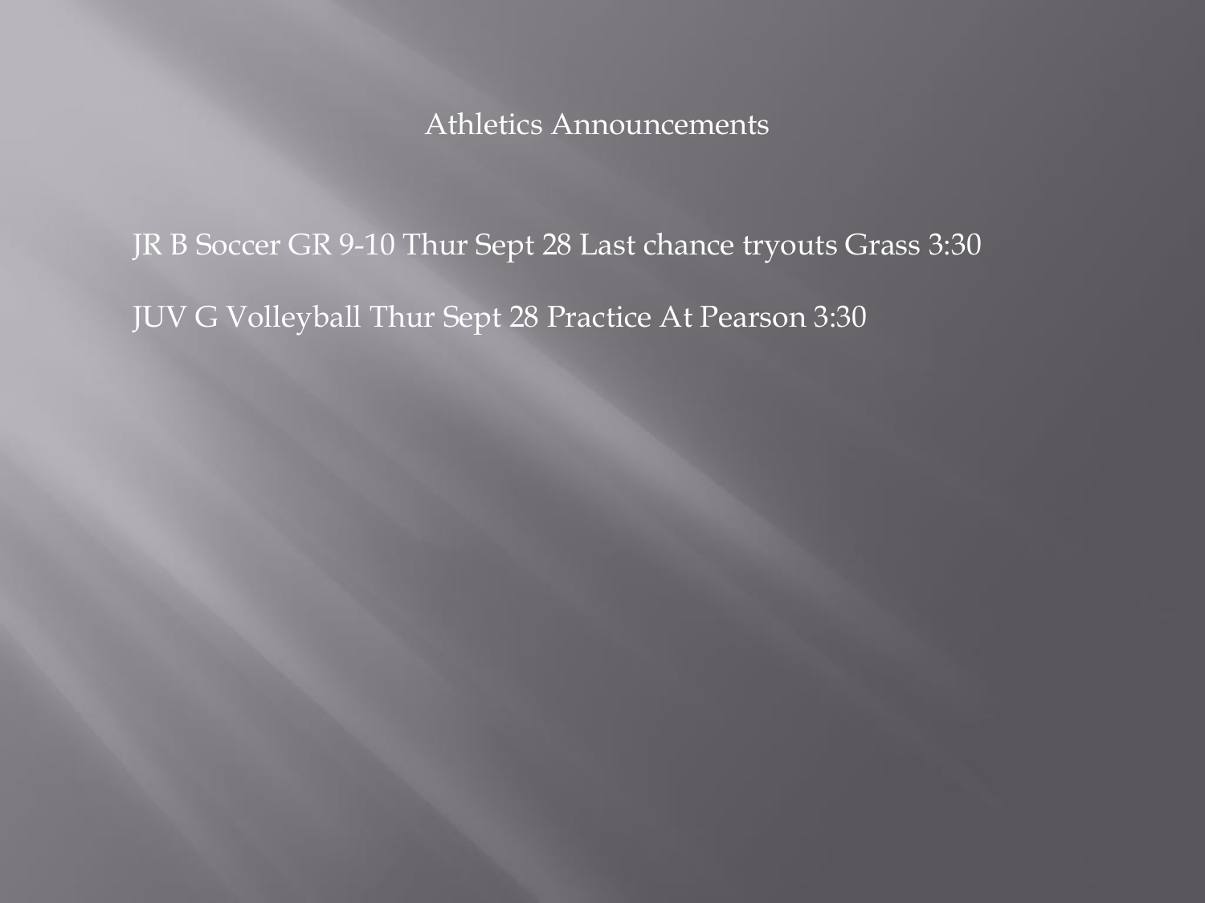# Athletics Announcements

JR B Soccer GR 9-10 Thur Sept 28 Last chance tryouts Grass 3:30

JUV G Volleyball Thur Sept 28 Practice At Pearson 3:30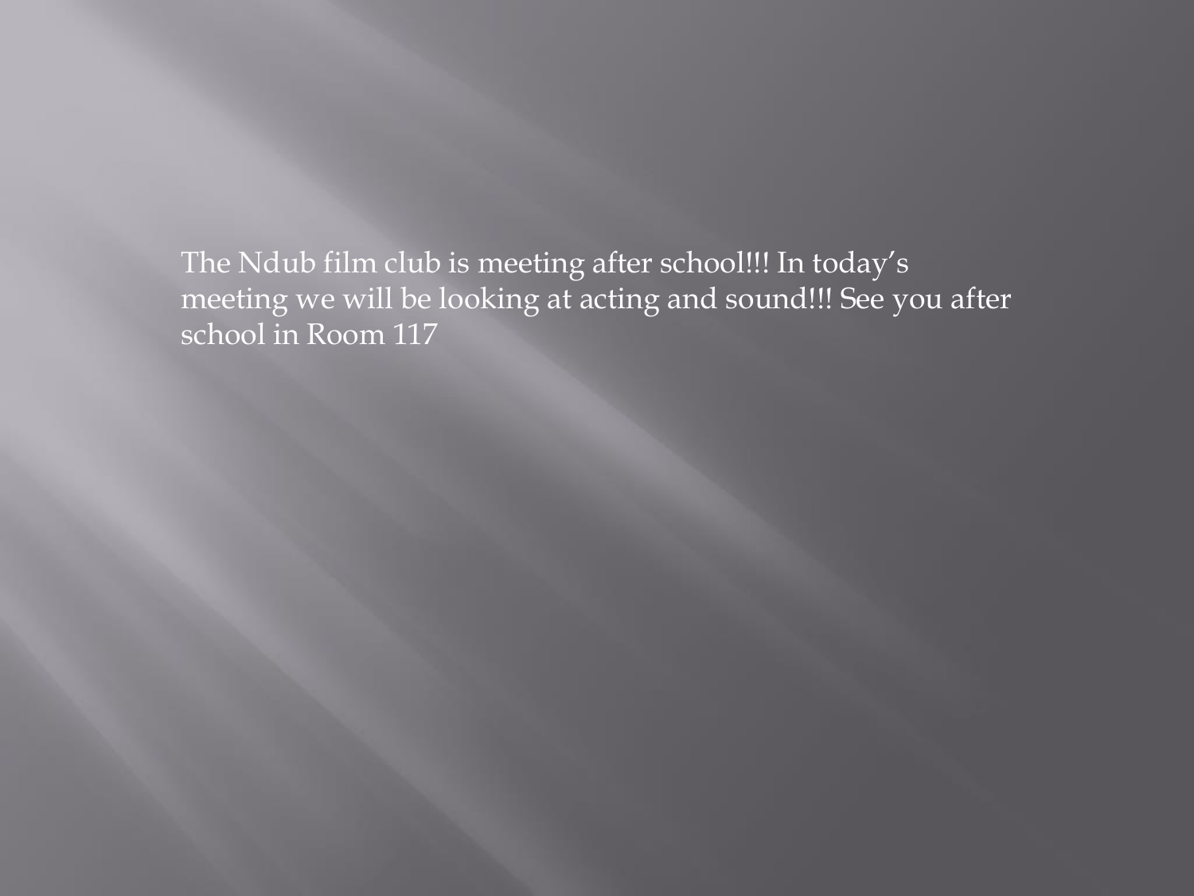The Ndub film club is meeting after school!!! In today’s meeting we will be looking at acting and sound!!! See you after school in Room 117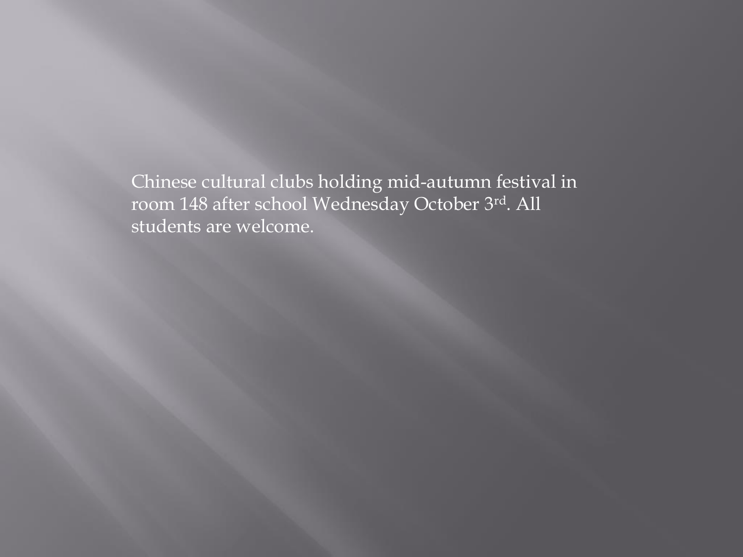Chinese cultural clubs holding mid-autumn festival in room 148 after school Wednesday October 3rd. All students are welcome.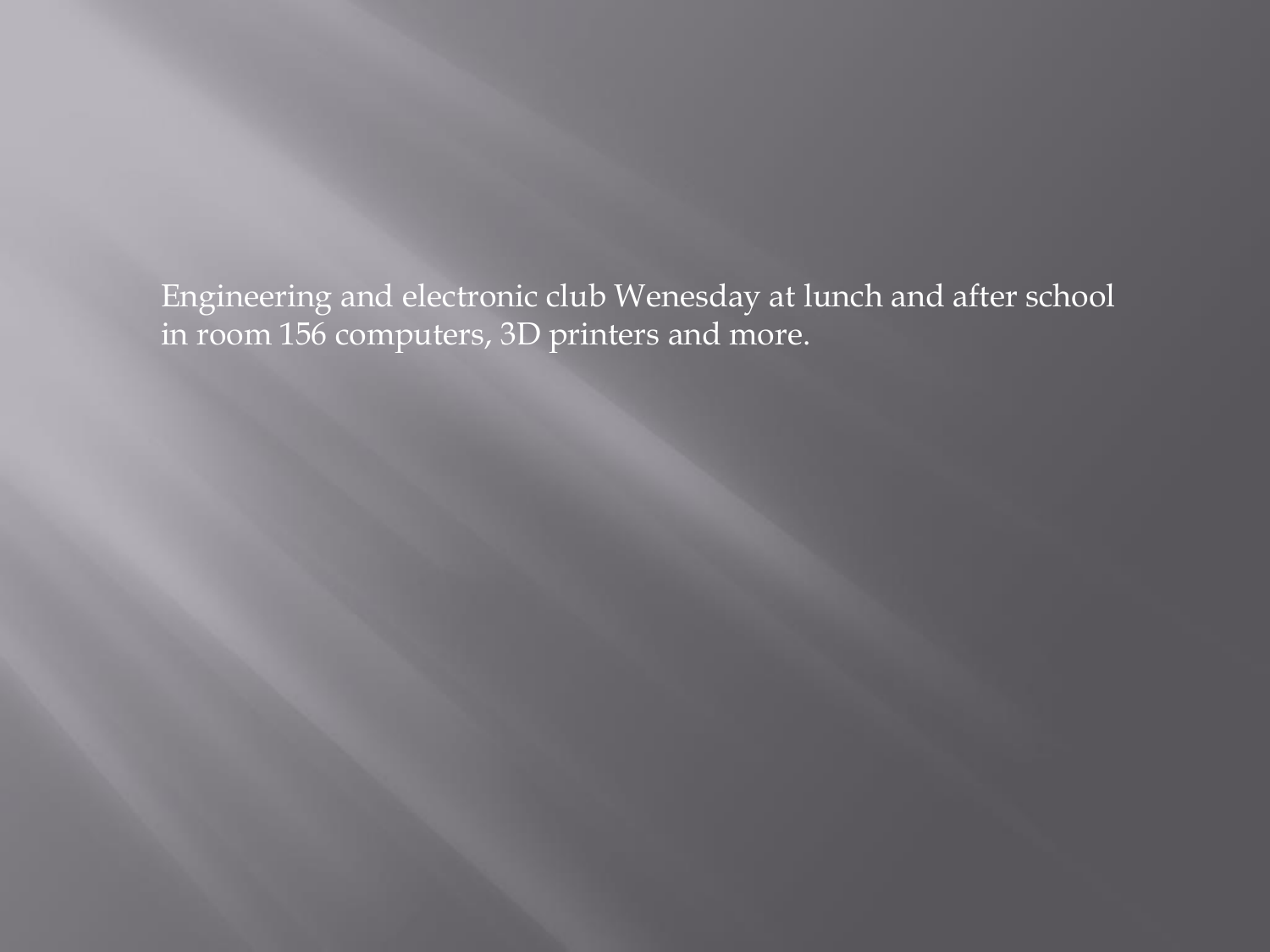Engineering and electronic club Wenesday at lunch and after school in room 156 computers, 3D printers and more.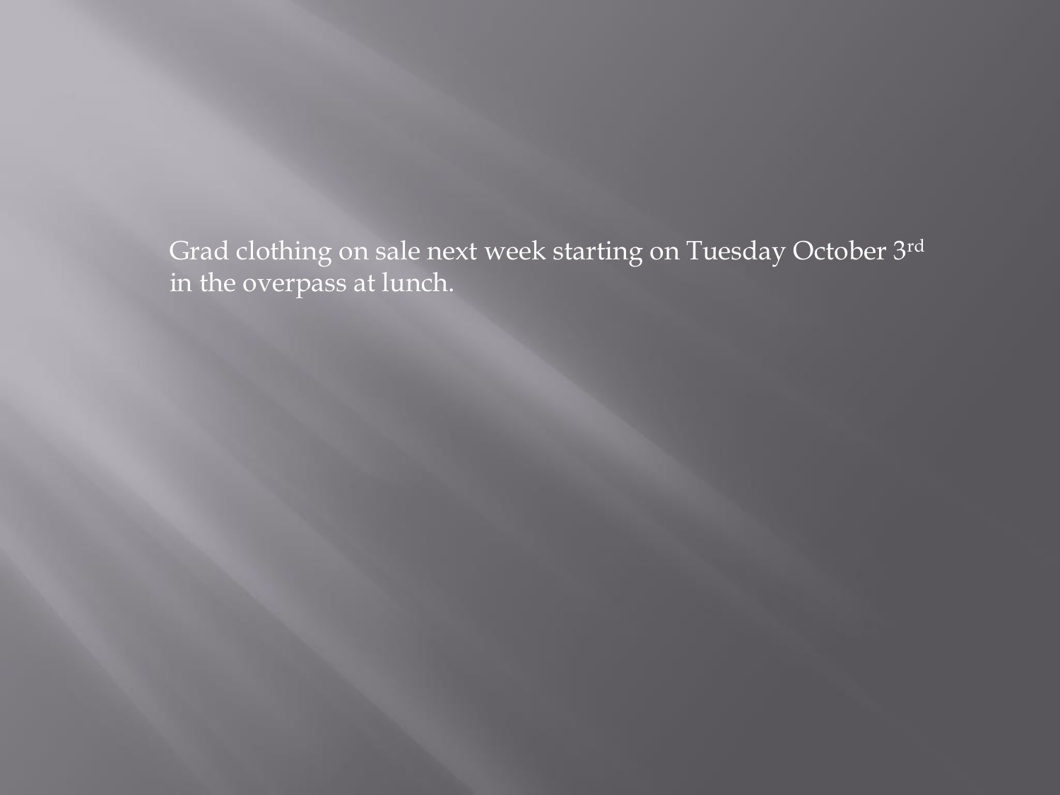Grad clothing on sale next week starting on Tuesday October 3rd in the overpass at lunch.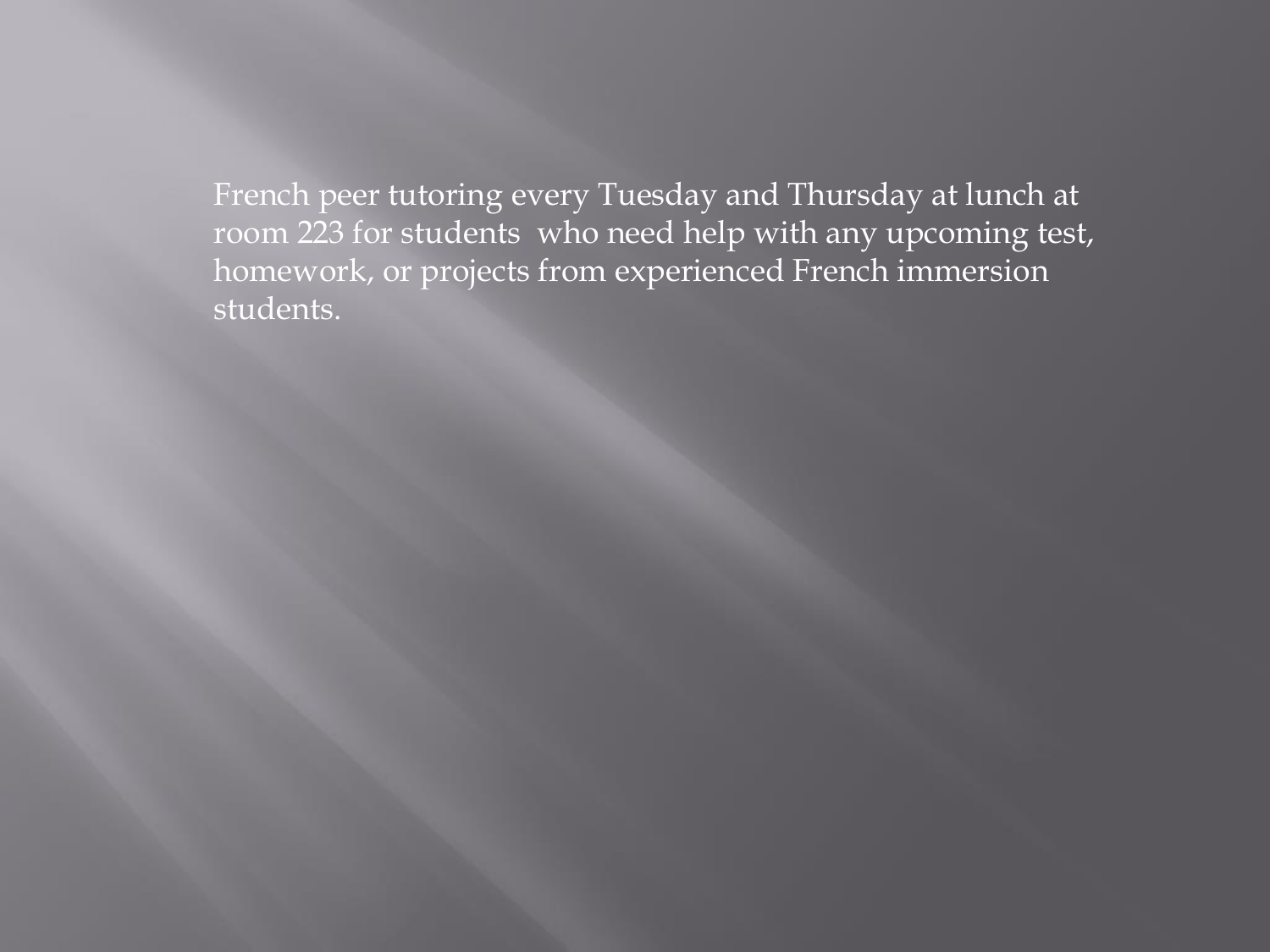French peer tutoring every Tuesday and Thursday at lunch at room 223 for students  who need help with any upcoming test, homework, or projects from experienced French immersion students.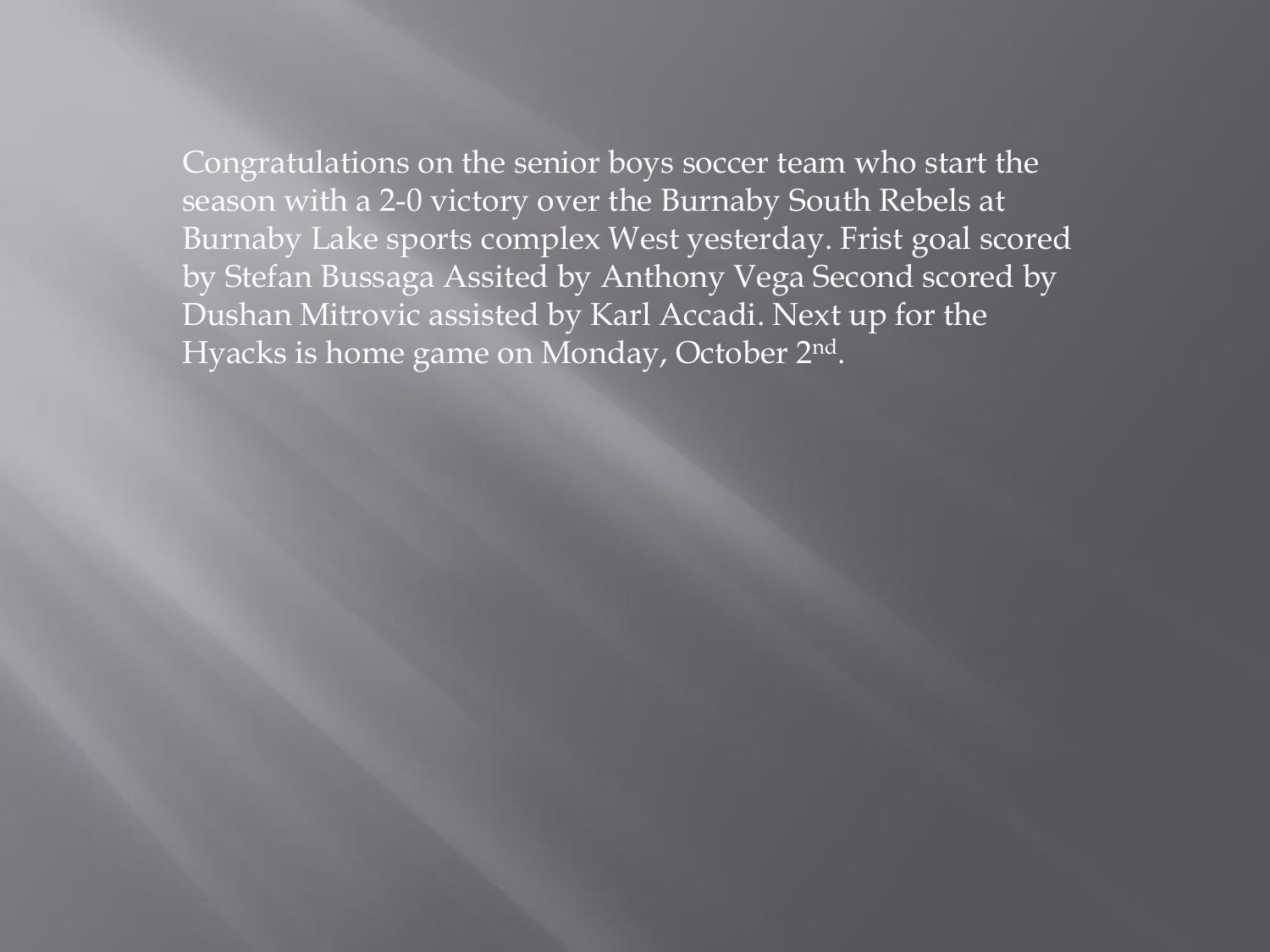Congratulations on the senior boys soccer team who start the season with a 2-0 victory over the Burnaby South Rebels at Burnaby Lake sports complex West yesterday. Frist goal scored by Stefan Bussaga Assited by Anthony Vega Second scored by Dushan Mitrovic assisted by Karl Accadi. Next up for the Hyacks is home game on Monday, October 2nd.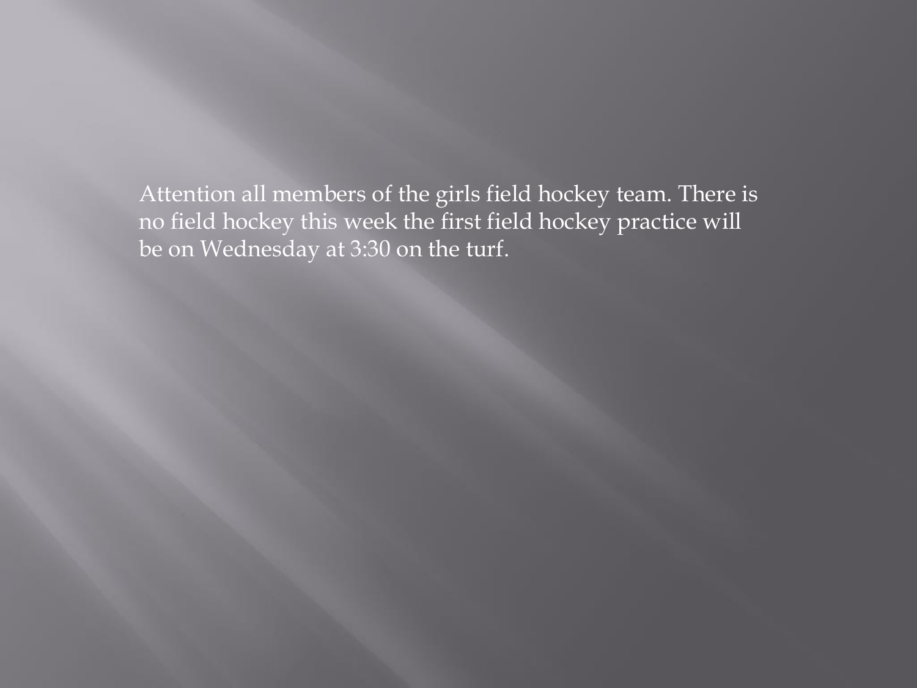Attention all members of the girls field hockey team. There is no field hockey this week the first field hockey practice will be on Wednesday at 3:30 on the turf.